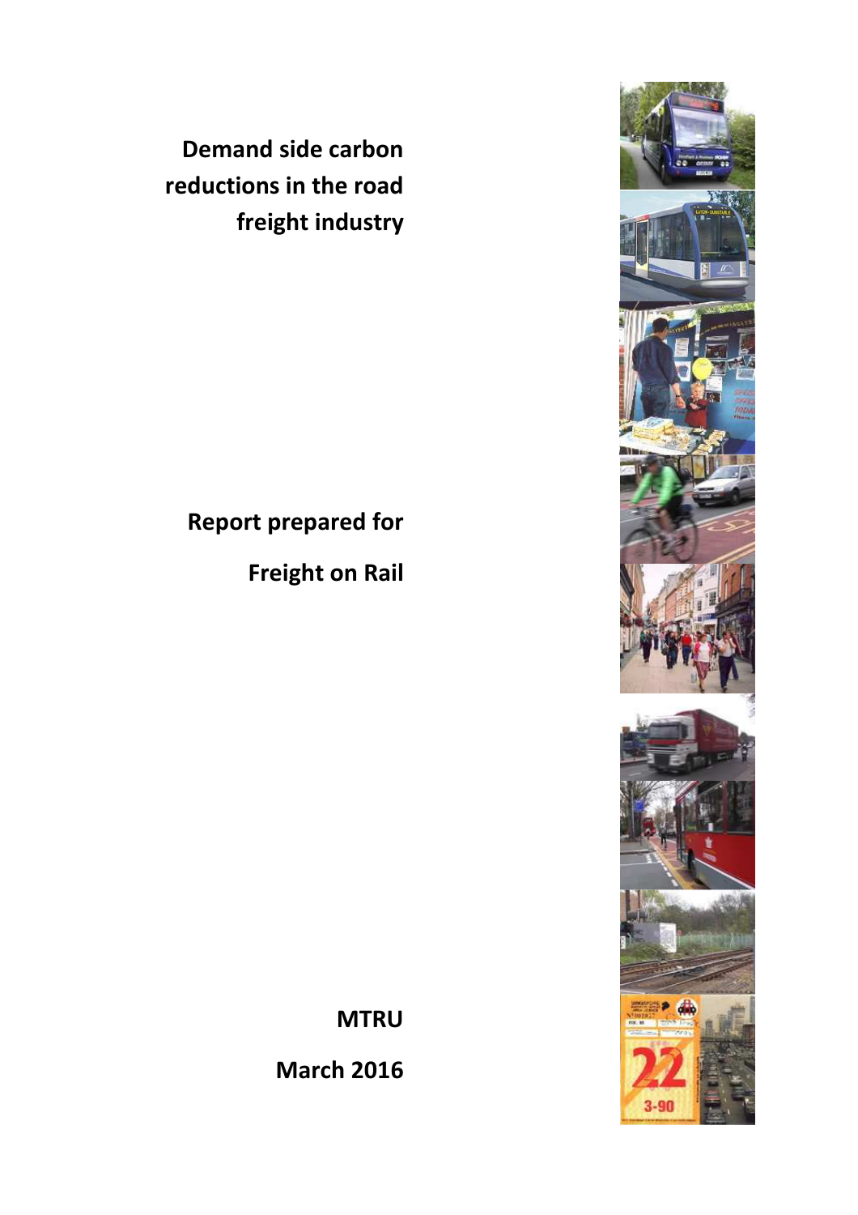# Demand side carbon reductions in the road freight industry

**Report prepared for**

**Freight on Rail**

**MTRU**

**March 2016**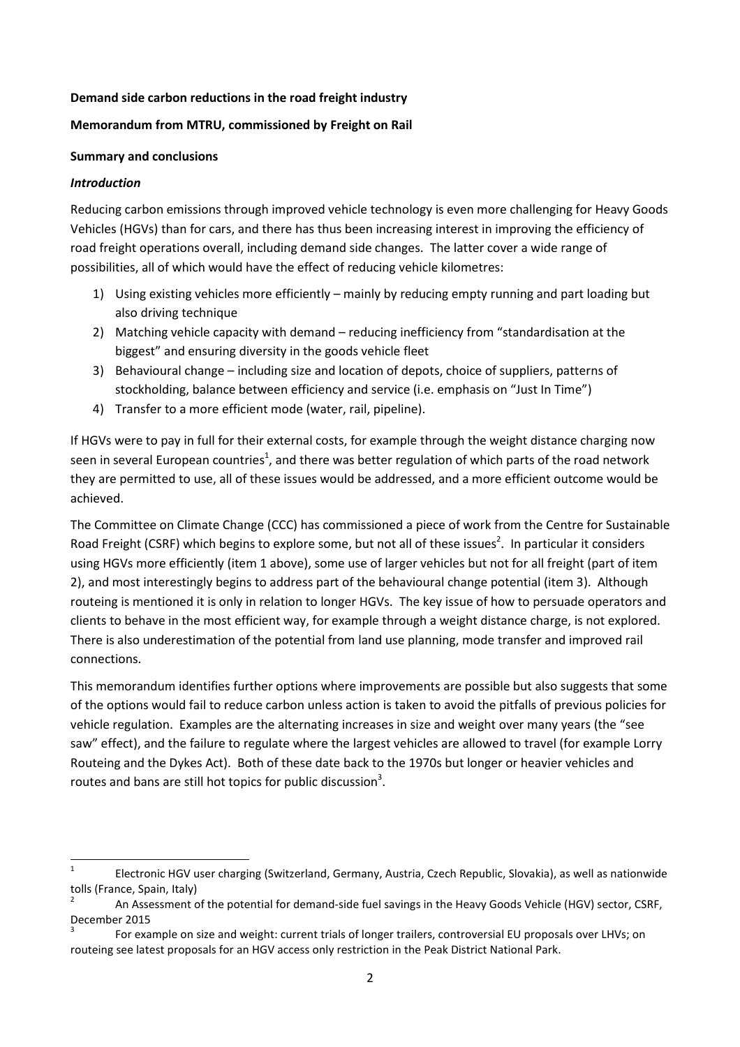**Demand side carbon reductions in the road freight industry**

**Memorandum from MTRU, commissioned by Freight on Rail**

**Summary and conclusions**

***Introduction***

Reducing carbon emissions through improved vehicle technology is even more challenging for Heavy Goods Vehicles (HGVs) than for cars, and there has thus been increasing interest in improving the efficiency of road freight operations overall, including demand side changes. The latter cover a wide range of possibilities, all of which would have the effect of reducing vehicle kilometres:

1) Using existing vehicles more efficiently – mainly by reducing empty running and part loading but also driving technique
2) Matching vehicle capacity with demand – reducing inefficiency from "standardisation at the biggest" and ensuring diversity in the goods vehicle fleet
3) Behavioural change – including size and location of depots, choice of suppliers, patterns of stockholding, balance between efficiency and service (i.e. emphasis on "Just In Time")
4) Transfer to a more efficient mode (water, rail, pipeline).

If HGVs were to pay in full for their external costs, for example through the weight distance charging now seen in several European countries[1], and there was better regulation of which parts of the road network they are permitted to use, all of these issues would be addressed, and a more efficient outcome would be achieved.

The Committee on Climate Change (CCC) has commissioned a piece of work from the Centre for Sustainable Road Freight (CSRF) which begins to explore some, but not all of these issues[2]. In particular it considers using HGVs more efficiently (item 1 above), some use of larger vehicles but not for all freight (part of item 2), and most interestingly begins to address part of the behavioural change potential (item 3). Although routeing is mentioned it is only in relation to longer HGVs. The key issue of how to persuade operators and clients to behave in the most efficient way, for example through a weight distance charge, is not explored. There is also underestimation of the potential from land use planning, mode transfer and improved rail connections.

This memorandum identifies further options where improvements are possible but also suggests that some of the options would fail to reduce carbon unless action is taken to avoid the pitfalls of previous policies for vehicle regulation. Examples are the alternating increases in size and weight over many years (the "see saw" effect), and the failure to regulate where the largest vehicles are allowed to travel (for example Lorry Routeing and the Dykes Act). Both of these date back to the 1970s but longer or heavier vehicles and routes and bans are still hot topics for public discussion[3].

---

[1] Electronic HGV user charging (Switzerland, Germany, Austria, Czech Republic, Slovakia), as well as nationwide tolls (France, Spain, Italy)

[2] An Assessment of the potential for demand-side fuel savings in the Heavy Goods Vehicle (HGV) sector, CSRF, December 2015

[3] For example on size and weight: current trials of longer trailers, controversial EU proposals over LHVs; on routeing see latest proposals for an HGV access only restriction in the Peak District National Park.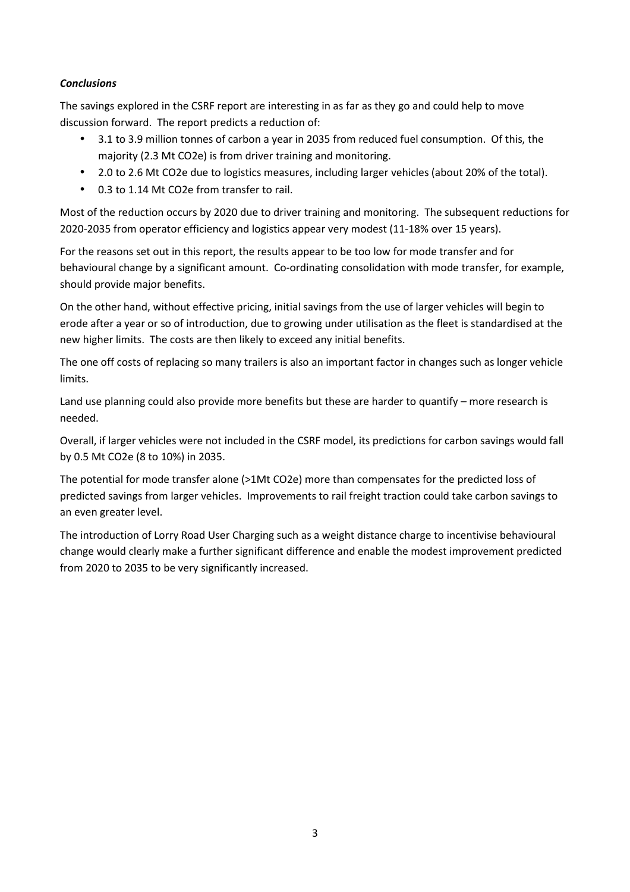***Conclusions***

The savings explored in the CSRF report are interesting in as far as they go and could help to move discussion forward. The report predicts a reduction of:

- 3.1 to 3.9 million tonnes of carbon a year in 2035 from reduced fuel consumption. Of this, the majority (2.3 Mt $CO_2e$) is from driver training and monitoring.
- 2.0 to 2.6 Mt $CO_2e$ due to logistics measures, including larger vehicles (about 20% of the total).
- 0.3 to 1.14 Mt $CO_2e$ from transfer to rail.

Most of the reduction occurs by 2020 due to driver training and monitoring. The subsequent reductions for 2020-2035 from operator efficiency and logistics appear very modest (11-18% over 15 years).

For the reasons set out in this report, the results appear to be too low for mode transfer and for behavioural change by a significant amount. Co-ordinating consolidation with mode transfer, for example, should provide major benefits.

On the other hand, without effective pricing, initial savings from the use of larger vehicles will begin to erode after a year or so of introduction, due to growing under utilisation as the fleet is standardised at the new higher limits. The costs are then likely to exceed any initial benefits.

The one off costs of replacing so many trailers is also an important factor in changes such as longer vehicle limits.

Land use planning could also provide more benefits but these are harder to quantify – more research is needed.

Overall, if larger vehicles were not included in the CSRF model, its predictions for carbon savings would fall by 0.5 Mt $CO_2e$ (8 to 10%) in 2035.

The potential for mode transfer alone (>1Mt $CO_2e$) more than compensates for the predicted loss of predicted savings from larger vehicles. Improvements to rail freight traction could take carbon savings to an even greater level.

The introduction of Lorry Road User Charging such as a weight distance charge to incentivise behavioural change would clearly make a further significant difference and enable the modest improvement predicted from 2020 to 2035 to be very significantly increased.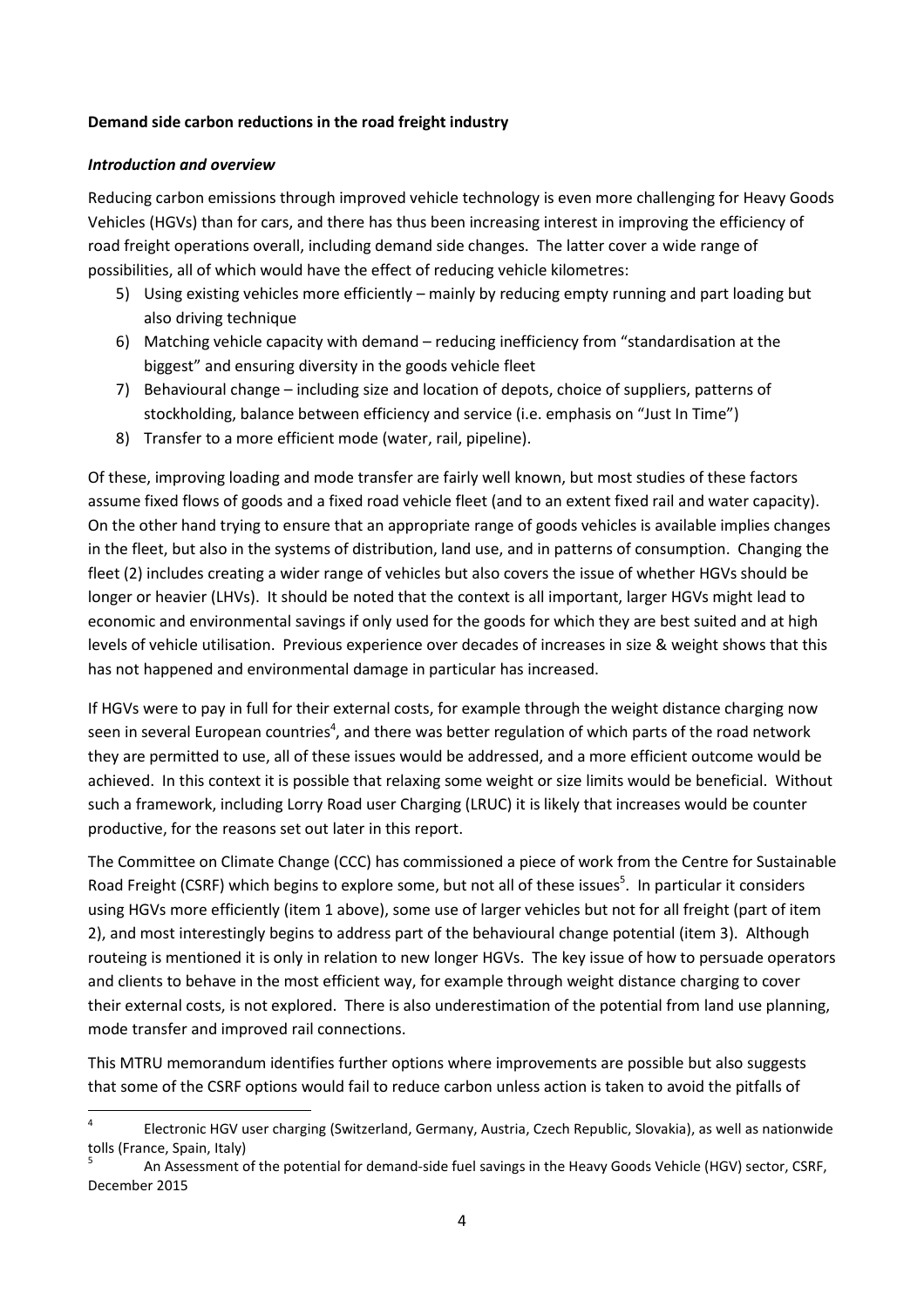**Demand side carbon reductions in the road freight industry**

***Introduction and overview***

Reducing carbon emissions through improved vehicle technology is even more challenging for Heavy Goods Vehicles (HGVs) than for cars, and there has thus been increasing interest in improving the efficiency of road freight operations overall, including demand side changes. The latter cover a wide range of possibilities, all of which would have the effect of reducing vehicle kilometres:

5) Using existing vehicles more efficiently – mainly by reducing empty running and part loading but also driving technique
6) Matching vehicle capacity with demand – reducing inefficiency from "standardisation at the biggest" and ensuring diversity in the goods vehicle fleet
7) Behavioural change – including size and location of depots, choice of suppliers, patterns of stockholding, balance between efficiency and service (i.e. emphasis on "Just In Time")
8) Transfer to a more efficient mode (water, rail, pipeline).

Of these, improving loading and mode transfer are fairly well known, but most studies of these factors assume fixed flows of goods and a fixed road vehicle fleet (and to an extent fixed rail and water capacity). On the other hand trying to ensure that an appropriate range of goods vehicles is available implies changes in the fleet, but also in the systems of distribution, land use, and in patterns of consumption. Changing the fleet (2) includes creating a wider range of vehicles but also covers the issue of whether HGVs should be longer or heavier (LHVs). It should be noted that the context is all important, larger HGVs might lead to economic and environmental savings if only used for the goods for which they are best suited and at high levels of vehicle utilisation. Previous experience over decades of increases in size & weight shows that this has not happened and environmental damage in particular has increased.

If HGVs were to pay in full for their external costs, for example through the weight distance charging now seen in several European countries[4], and there was better regulation of which parts of the road network they are permitted to use, all of these issues would be addressed, and a more efficient outcome would be achieved. In this context it is possible that relaxing some weight or size limits would be beneficial. Without such a framework, including Lorry Road user Charging (LRUC) it is likely that increases would be counter productive, for the reasons set out later in this report.

The Committee on Climate Change (CCC) has commissioned a piece of work from the Centre for Sustainable Road Freight (CSRF) which begins to explore some, but not all of these issues[5]. In particular it considers using HGVs more efficiently (item 1 above), some use of larger vehicles but not for all freight (part of item 2), and most interestingly begins to address part of the behavioural change potential (item 3). Although routeing is mentioned it is only in relation to new longer HGVs. The key issue of how to persuade operators and clients to behave in the most efficient way, for example through weight distance charging to cover their external costs, is not explored. There is also underestimation of the potential from land use planning, mode transfer and improved rail connections.

This MTRU memorandum identifies further options where improvements are possible but also suggests that some of the CSRF options would fail to reduce carbon unless action is taken to avoid the pitfalls of

---

[4] Electronic HGV user charging (Switzerland, Germany, Austria, Czech Republic, Slovakia), as well as nationwide tolls (France, Spain, Italy)

[5] An Assessment of the potential for demand-side fuel savings in the Heavy Goods Vehicle (HGV) sector, CSRF, December 2015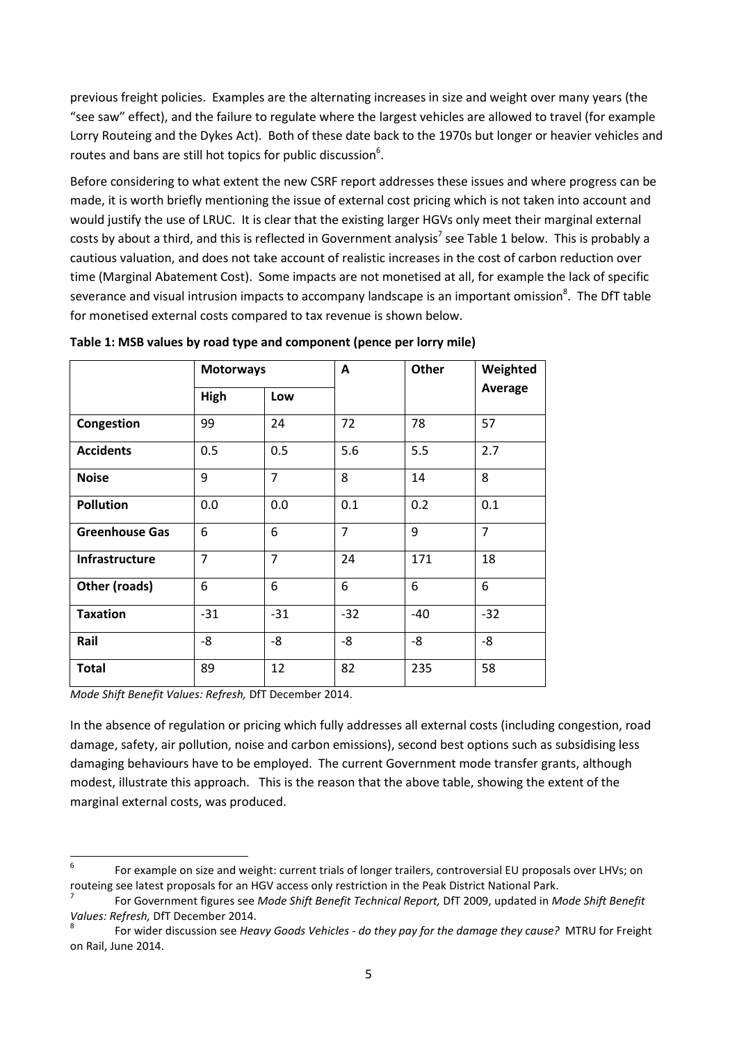previous freight policies. Examples are the alternating increases in size and weight over many years (the "see saw" effect), and the failure to regulate where the largest vehicles are allowed to travel (for example Lorry Routeing and the Dykes Act). Both of these date back to the 1970s but longer or heavier vehicles and routes and bans are still hot topics for public discussion[6].

Before considering to what extent the new CSRF report addresses these issues and where progress can be made, it is worth briefly mentioning the issue of external cost pricing which is not taken into account and would justify the use of LRUC. It is clear that the existing larger HGVs only meet their marginal external costs by about a third, and this is reflected in Government analysis[7] see Table 1 below. This is probably a cautious valuation, and does not take account of realistic increases in the cost of carbon reduction over time (Marginal Abatement Cost). Some impacts are not monetised at all, for example the lack of specific severance and visual intrusion impacts to accompany landscape is an important omission[8]. The DfT table for monetised external costs compared to tax revenue is shown below.

**Table 1: MSB values by road type and component (pence per lorry mile)**

| | **Motorways** | | **A** | **Other** | **Weighted Average** |
|---|---|---|---|---|---|
| | **High** | **Low** | | | |
| **Congestion** | 99 | 24 | 72 | 78 | 57 |
| **Accidents** | 0.5 | 0.5 | 5.6 | 5.5 | 2.7 |
| **Noise** | 9 | 7 | 8 | 14 | 8 |
| **Pollution** | 0.0 | 0.0 | 0.1 | 0.2 | 0.1 |
| **Greenhouse Gas** | 6 | 6 | 7 | 9 | 7 |
| **Infrastructure** | 7 | 7 | 24 | 171 | 18 |
| **Other (roads)** | 6 | 6 | 6 | 6 | 6 |
| **Taxation** | -31 | -31 | -32 | -40 | -32 |
| **Rail** | -8 | -8 | -8 | -8 | -8 |
| **Total** | 89 | 12 | 82 | 235 | 58 |

*Mode Shift Benefit Values: Refresh,* DfT December 2014.

In the absence of regulation or pricing which fully addresses all external costs (including congestion, road damage, safety, air pollution, noise and carbon emissions), second best options such as subsidising less damaging behaviours have to be employed. The current Government mode transfer grants, although modest, illustrate this approach. This is the reason that the above table, showing the extent of the marginal external costs, was produced.

---

[6] For example on size and weight: current trials of longer trailers, controversial EU proposals over LHVs; on routeing see latest proposals for an HGV access only restriction in the Peak District National Park.

[7] For Government figures see *Mode Shift Benefit Technical Report,* DfT 2009, updated in *Mode Shift Benefit Values: Refresh,* DfT December 2014.

[8] For wider discussion see *Heavy Goods Vehicles - do they pay for the damage they cause?* MTRU for Freight on Rail, June 2014.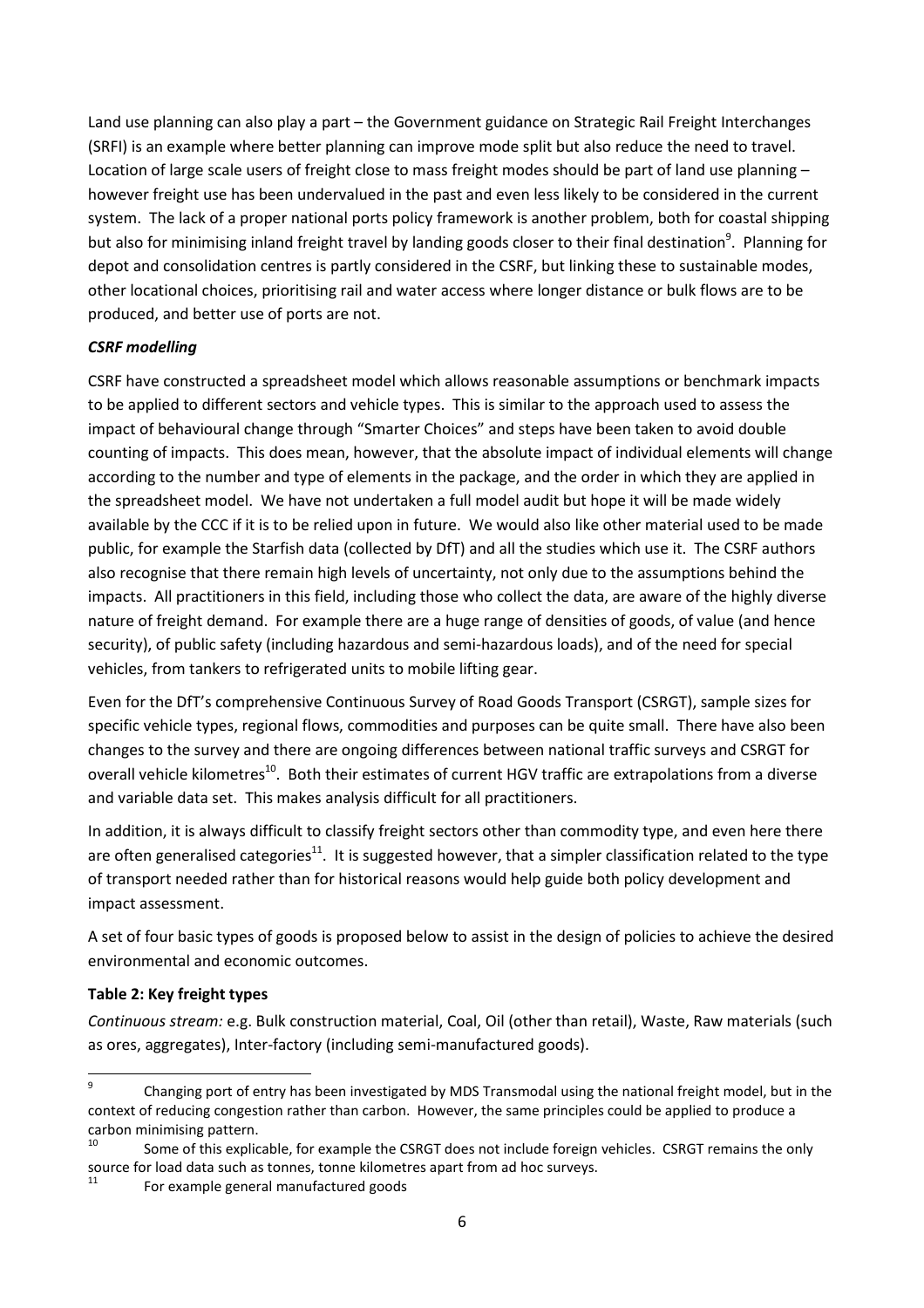Land use planning can also play a part – the Government guidance on Strategic Rail Freight Interchanges (SRFI) is an example where better planning can improve mode split but also reduce the need to travel. Location of large scale users of freight close to mass freight modes should be part of land use planning – however freight use has been undervalued in the past and even less likely to be considered in the current system. The lack of a proper national ports policy framework is another problem, both for coastal shipping but also for minimising inland freight travel by landing goods closer to their final destination[9]. Planning for depot and consolidation centres is partly considered in the CSRF, but linking these to sustainable modes, other locational choices, prioritising rail and water access where longer distance or bulk flows are to be produced, and better use of ports are not.

***CSRF modelling***

CSRF have constructed a spreadsheet model which allows reasonable assumptions or benchmark impacts to be applied to different sectors and vehicle types. This is similar to the approach used to assess the impact of behavioural change through "Smarter Choices" and steps have been taken to avoid double counting of impacts. This does mean, however, that the absolute impact of individual elements will change according to the number and type of elements in the package, and the order in which they are applied in the spreadsheet model. We have not undertaken a full model audit but hope it will be made widely available by the CCC if it is to be relied upon in future. We would also like other material used to be made public, for example the Starfish data (collected by DfT) and all the studies which use it. The CSRF authors also recognise that there remain high levels of uncertainty, not only due to the assumptions behind the impacts. All practitioners in this field, including those who collect the data, are aware of the highly diverse nature of freight demand. For example there are a huge range of densities of goods, of value (and hence security), of public safety (including hazardous and semi-hazardous loads), and of the need for special vehicles, from tankers to refrigerated units to mobile lifting gear.

Even for the DfT's comprehensive Continuous Survey of Road Goods Transport (CSRGT), sample sizes for specific vehicle types, regional flows, commodities and purposes can be quite small. There have also been changes to the survey and there are ongoing differences between national traffic surveys and CSRGT for overall vehicle kilometres[10]. Both their estimates of current HGV traffic are extrapolations from a diverse and variable data set. This makes analysis difficult for all practitioners.

In addition, it is always difficult to classify freight sectors other than commodity type, and even here there are often generalised categories[11]. It is suggested however, that a simpler classification related to the type of transport needed rather than for historical reasons would help guide both policy development and impact assessment.

A set of four basic types of goods is proposed below to assist in the design of policies to achieve the desired environmental and economic outcomes.

**Table 2: Key freight types**

*Continuous stream:* e.g. Bulk construction material, Coal, Oil (other than retail), Waste, Raw materials (such as ores, aggregates), Inter-factory (including semi-manufactured goods).

[9] Changing port of entry has been investigated by MDS Transmodal using the national freight model, but in the context of reducing congestion rather than carbon. However, the same principles could be applied to produce a carbon minimising pattern.

[10] Some of this explicable, for example the CSRGT does not include foreign vehicles. CSRGT remains the only source for load data such as tonnes, tonne kilometres apart from ad hoc surveys.

[11] For example general manufactured goods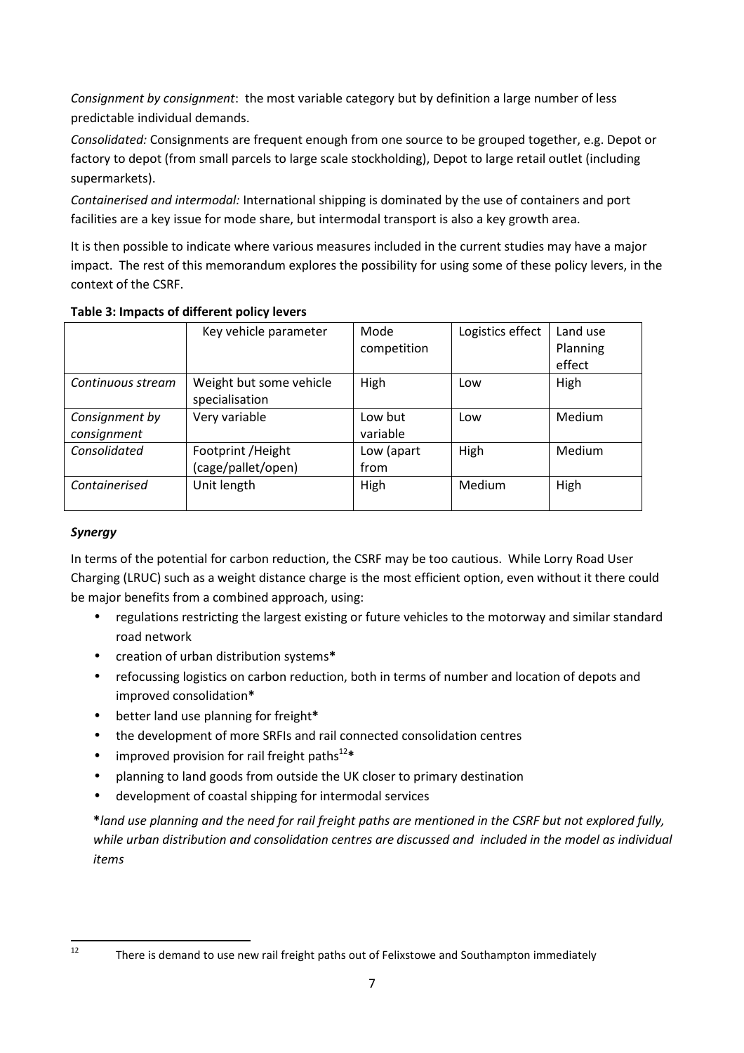*Consignment by consignment*: the most variable category but by definition a large number of less predictable individual demands.

*Consolidated:* Consignments are frequent enough from one source to be grouped together, e.g. Depot or factory to depot (from small parcels to large scale stockholding), Depot to large retail outlet (including supermarkets).

*Containerised and intermodal:* International shipping is dominated by the use of containers and port facilities are a key issue for mode share, but intermodal transport is also a key growth area.

It is then possible to indicate where various measures included in the current studies may have a major impact. The rest of this memorandum explores the possibility for using some of these policy levers, in the context of the CSRF.

**Table 3: Impacts of different policy levers**

| | Key vehicle parameter | Mode competition | Logistics effect | Land use Planning effect |
|---|---|---|---|---|
| *Continuous stream* | Weight but some vehicle specialisation | High | Low | High |
| *Consignment by consignment* | Very variable | Low but variable | Low | Medium |
| *Consolidated* | Footprint /Height (cage/pallet/open) | Low (apart from | High | Medium |
| *Containerised* | Unit length | High | Medium | High |

***Synergy***

In terms of the potential for carbon reduction, the CSRF may be too cautious. While Lorry Road User Charging (LRUC) such as a weight distance charge is the most efficient option, even without it there could be major benefits from a combined approach, using:

- regulations restricting the largest existing or future vehicles to the motorway and similar standard road network
- creation of urban distribution systems**\***
- refocussing logistics on carbon reduction, both in terms of number and location of depots and improved consolidation**\***
- better land use planning for freight**\***
- the development of more SRFIs and rail connected consolidation centres
- improved provision for rail freight paths[12]**\***
- planning to land goods from outside the UK closer to primary destination
- development of coastal shipping for intermodal services

**\****land use planning and the need for rail freight paths are mentioned in the CSRF but not explored fully, while urban distribution and consolidation centres are discussed and included in the model as individual items*

[12] There is demand to use new rail freight paths out of Felixstowe and Southampton immediately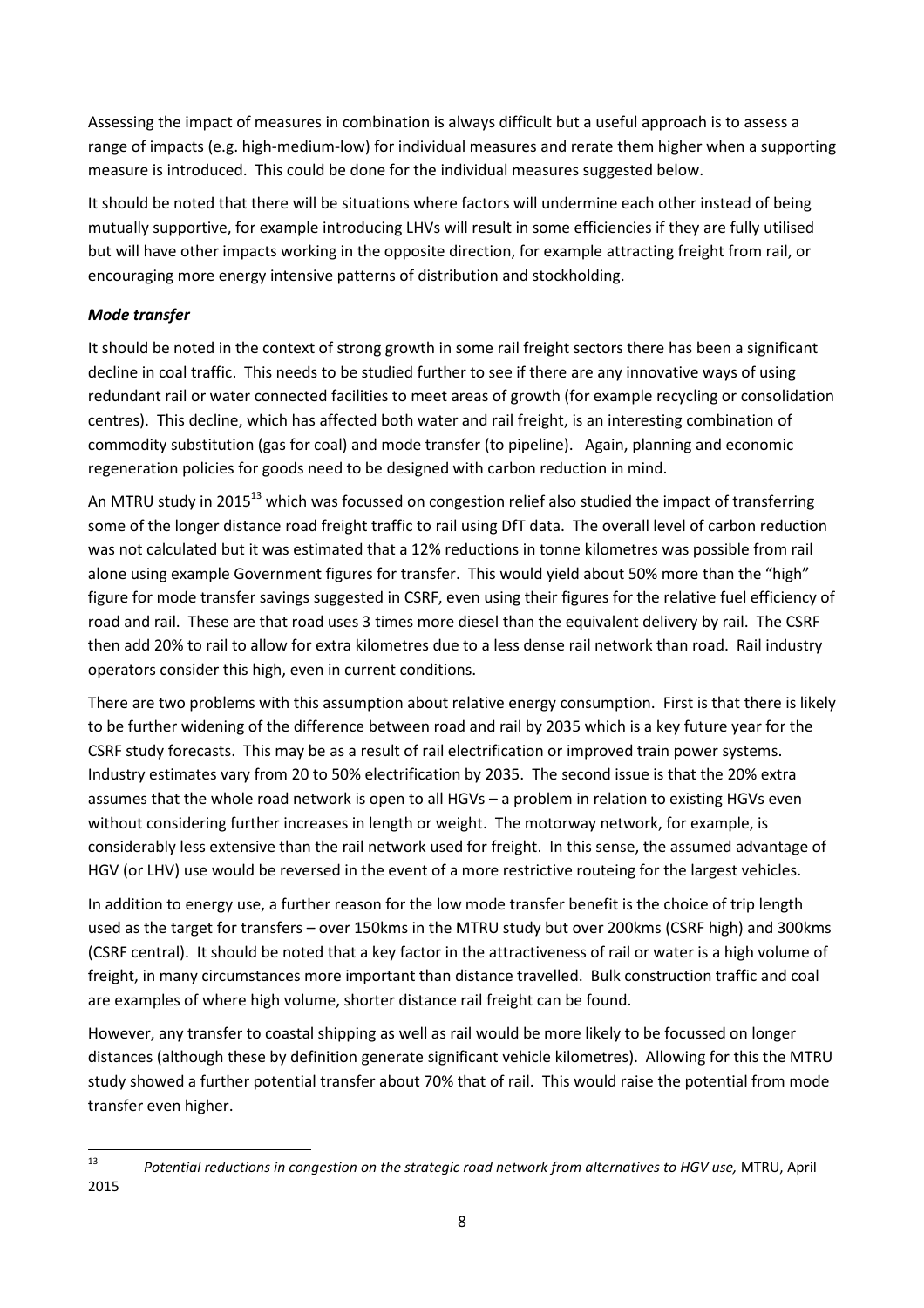Assessing the impact of measures in combination is always difficult but a useful approach is to assess a range of impacts (e.g. high-medium-low) for individual measures and rerate them higher when a supporting measure is introduced. This could be done for the individual measures suggested below.

It should be noted that there will be situations where factors will undermine each other instead of being mutually supportive, for example introducing LHVs will result in some efficiencies if they are fully utilised but will have other impacts working in the opposite direction, for example attracting freight from rail, or encouraging more energy intensive patterns of distribution and stockholding.

### *Mode transfer*

It should be noted in the context of strong growth in some rail freight sectors there has been a significant decline in coal traffic. This needs to be studied further to see if there are any innovative ways of using redundant rail or water connected facilities to meet areas of growth (for example recycling or consolidation centres). This decline, which has affected both water and rail freight, is an interesting combination of commodity substitution (gas for coal) and mode transfer (to pipeline). Again, planning and economic regeneration policies for goods need to be designed with carbon reduction in mind.

An MTRU study in 2015[13] which was focussed on congestion relief also studied the impact of transferring some of the longer distance road freight traffic to rail using DfT data. The overall level of carbon reduction was not calculated but it was estimated that a 12% reductions in tonne kilometres was possible from rail alone using example Government figures for transfer. This would yield about 50% more than the "high" figure for mode transfer savings suggested in CSRF, even using their figures for the relative fuel efficiency of road and rail. These are that road uses 3 times more diesel than the equivalent delivery by rail. The CSRF then add 20% to rail to allow for extra kilometres due to a less dense rail network than road. Rail industry operators consider this high, even in current conditions.

There are two problems with this assumption about relative energy consumption. First is that there is likely to be further widening of the difference between road and rail by 2035 which is a key future year for the CSRF study forecasts. This may be as a result of rail electrification or improved train power systems. Industry estimates vary from 20 to 50% electrification by 2035. The second issue is that the 20% extra assumes that the whole road network is open to all HGVs – a problem in relation to existing HGVs even without considering further increases in length or weight. The motorway network, for example, is considerably less extensive than the rail network used for freight. In this sense, the assumed advantage of HGV (or LHV) use would be reversed in the event of a more restrictive routeing for the largest vehicles.

In addition to energy use, a further reason for the low mode transfer benefit is the choice of trip length used as the target for transfers – over 150kms in the MTRU study but over 200kms (CSRF high) and 300kms (CSRF central). It should be noted that a key factor in the attractiveness of rail or water is a high volume of freight, in many circumstances more important than distance travelled. Bulk construction traffic and coal are examples of where high volume, shorter distance rail freight can be found.

However, any transfer to coastal shipping as well as rail would be more likely to be focussed on longer distances (although these by definition generate significant vehicle kilometres). Allowing for this the MTRU study showed a further potential transfer about 70% that of rail. This would raise the potential from mode transfer even higher.

---

[13] *Potential reductions in congestion on the strategic road network from alternatives to HGV use,* MTRU, April 2015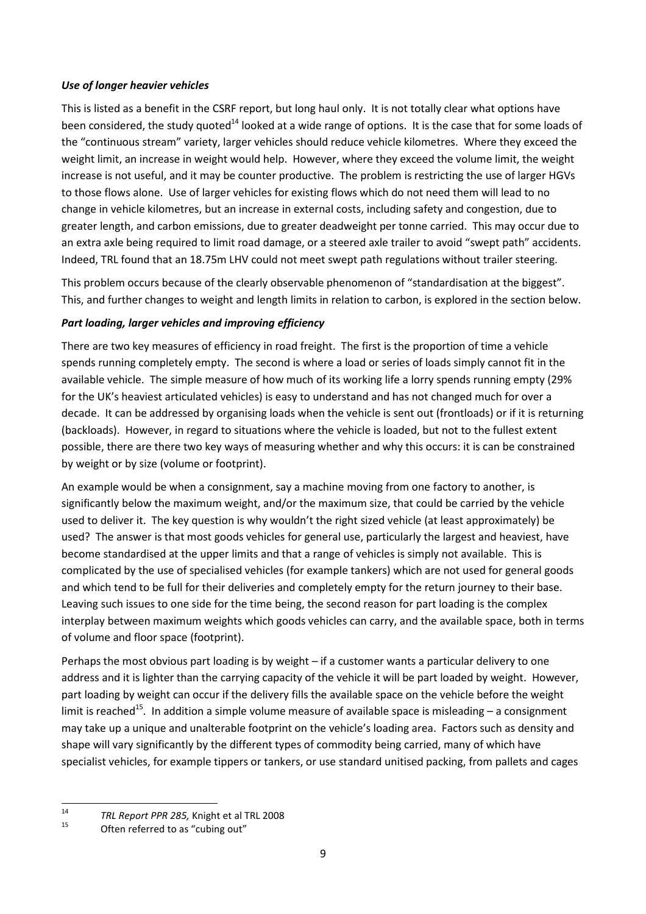### *Use of longer heavier vehicles*

This is listed as a benefit in the CSRF report, but long haul only. It is not totally clear what options have been considered, the study quoted[14] looked at a wide range of options. It is the case that for some loads of the "continuous stream" variety, larger vehicles should reduce vehicle kilometres. Where they exceed the weight limit, an increase in weight would help. However, where they exceed the volume limit, the weight increase is not useful, and it may be counter productive. The problem is restricting the use of larger HGVs to those flows alone. Use of larger vehicles for existing flows which do not need them will lead to no change in vehicle kilometres, but an increase in external costs, including safety and congestion, due to greater length, and carbon emissions, due to greater deadweight per tonne carried. This may occur due to an extra axle being required to limit road damage, or a steered axle trailer to avoid "swept path" accidents. Indeed, TRL found that an 18.75m LHV could not meet swept path regulations without trailer steering.

This problem occurs because of the clearly observable phenomenon of "standardisation at the biggest". This, and further changes to weight and length limits in relation to carbon, is explored in the section below.

### *Part loading, larger vehicles and improving efficiency*

There are two key measures of efficiency in road freight. The first is the proportion of time a vehicle spends running completely empty. The second is where a load or series of loads simply cannot fit in the available vehicle. The simple measure of how much of its working life a lorry spends running empty (29% for the UK's heaviest articulated vehicles) is easy to understand and has not changed much for over a decade. It can be addressed by organising loads when the vehicle is sent out (frontloads) or if it is returning (backloads). However, in regard to situations where the vehicle is loaded, but not to the fullest extent possible, there are there two key ways of measuring whether and why this occurs: it is can be constrained by weight or by size (volume or footprint).

An example would be when a consignment, say a machine moving from one factory to another, is significantly below the maximum weight, and/or the maximum size, that could be carried by the vehicle used to deliver it. The key question is why wouldn't the right sized vehicle (at least approximately) be used? The answer is that most goods vehicles for general use, particularly the largest and heaviest, have become standardised at the upper limits and that a range of vehicles is simply not available. This is complicated by the use of specialised vehicles (for example tankers) which are not used for general goods and which tend to be full for their deliveries and completely empty for the return journey to their base. Leaving such issues to one side for the time being, the second reason for part loading is the complex interplay between maximum weights which goods vehicles can carry, and the available space, both in terms of volume and floor space (footprint).

Perhaps the most obvious part loading is by weight – if a customer wants a particular delivery to one address and it is lighter than the carrying capacity of the vehicle it will be part loaded by weight. However, part loading by weight can occur if the delivery fills the available space on the vehicle before the weight limit is reached[15]. In addition a simple volume measure of available space is misleading – a consignment may take up a unique and unalterable footprint on the vehicle's loading area. Factors such as density and shape will vary significantly by the different types of commodity being carried, many of which have specialist vehicles, for example tippers or tankers, or use standard unitised packing, from pallets and cages

---

[14] *TRL Report PPR 285,* Knight et al TRL 2008

[15] Often referred to as "cubing out"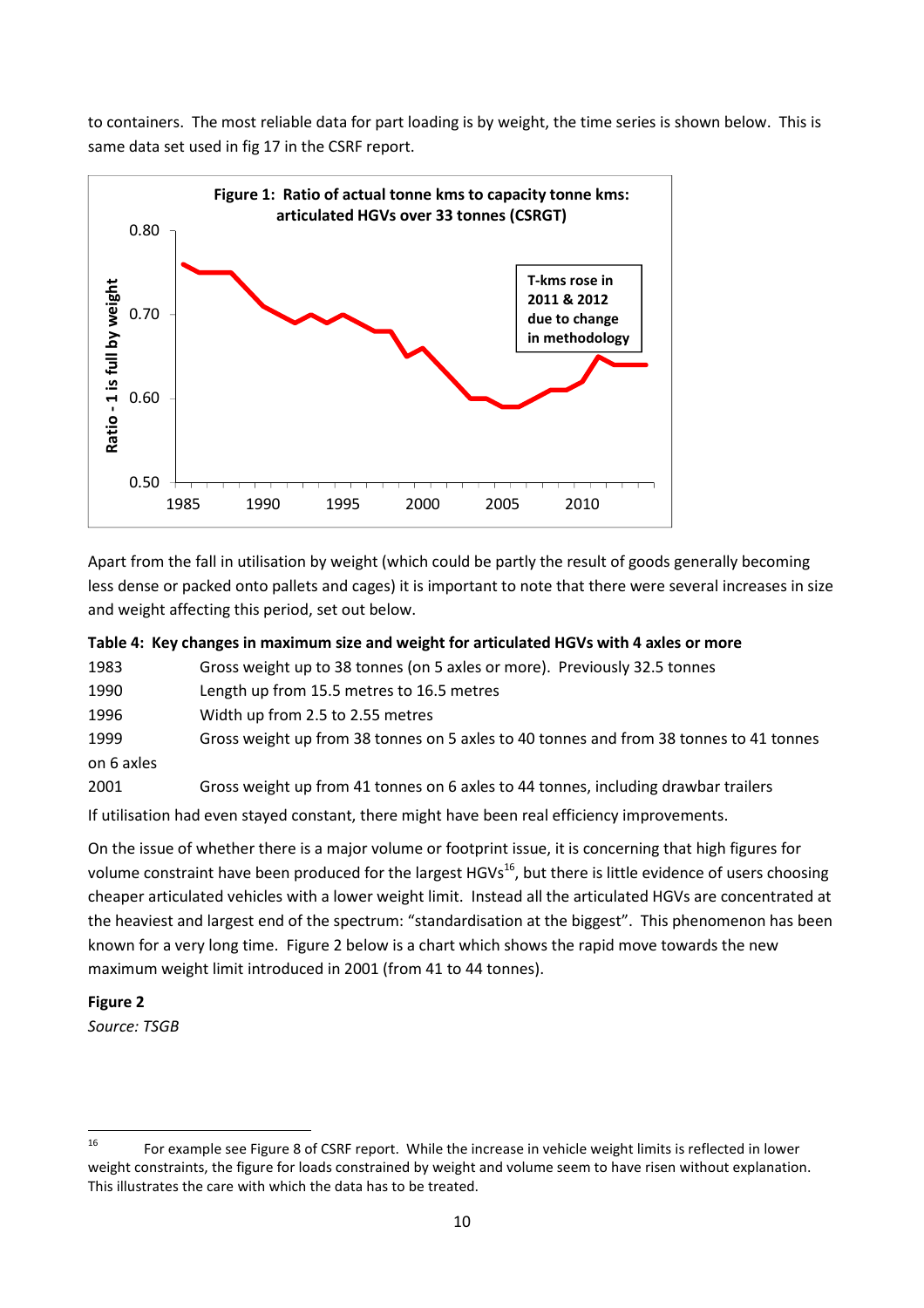to containers. The most reliable data for part loading is by weight, the time series is shown below. This is same data set used in fig 17 in the CSRF report.

**Figure 1: Ratio of actual tonne kms to capacity tonne kms: articulated HGVs over 33 tonnes (CSRGT)**

Apart from the fall in utilisation by weight (which could be partly the result of goods generally becoming less dense or packed onto pallets and cages) it is important to note that there were several increases in size and weight affecting this period, set out below.

**Table 4: Key changes in maximum size and weight for articulated HGVs with 4 axles or more**

| Year | Change |
|---|---|
| 1983 | Gross weight up to 38 tonnes (on 5 axles or more). Previously 32.5 tonnes |
| 1990 | Length up from 15.5 metres to 16.5 metres |
| 1996 | Width up from 2.5 to 2.55 metres |
| 1999 | Gross weight up from 38 tonnes on 5 axles to 40 tonnes and from 38 tonnes to 41 tonnes on 6 axles |
| 2001 | Gross weight up from 41 tonnes on 6 axles to 44 tonnes, including drawbar trailers |

If utilisation had even stayed constant, there might have been real efficiency improvements.

On the issue of whether there is a major volume or footprint issue, it is concerning that high figures for volume constraint have been produced for the largest HGVs[16], but there is little evidence of users choosing cheaper articulated vehicles with a lower weight limit. Instead all the articulated HGVs are concentrated at the heaviest and largest end of the spectrum: "standardisation at the biggest". This phenomenon has been known for a very long time. Figure 2 below is a chart which shows the rapid move towards the new maximum weight limit introduced in 2001 (from 41 to 44 tonnes).

**Figure 2**

*Source: TSGB*

[16] For example see Figure 8 of CSRF report. While the increase in vehicle weight limits is reflected in lower weight constraints, the figure for loads constrained by weight and volume seem to have risen without explanation. This illustrates the care with which the data has to be treated.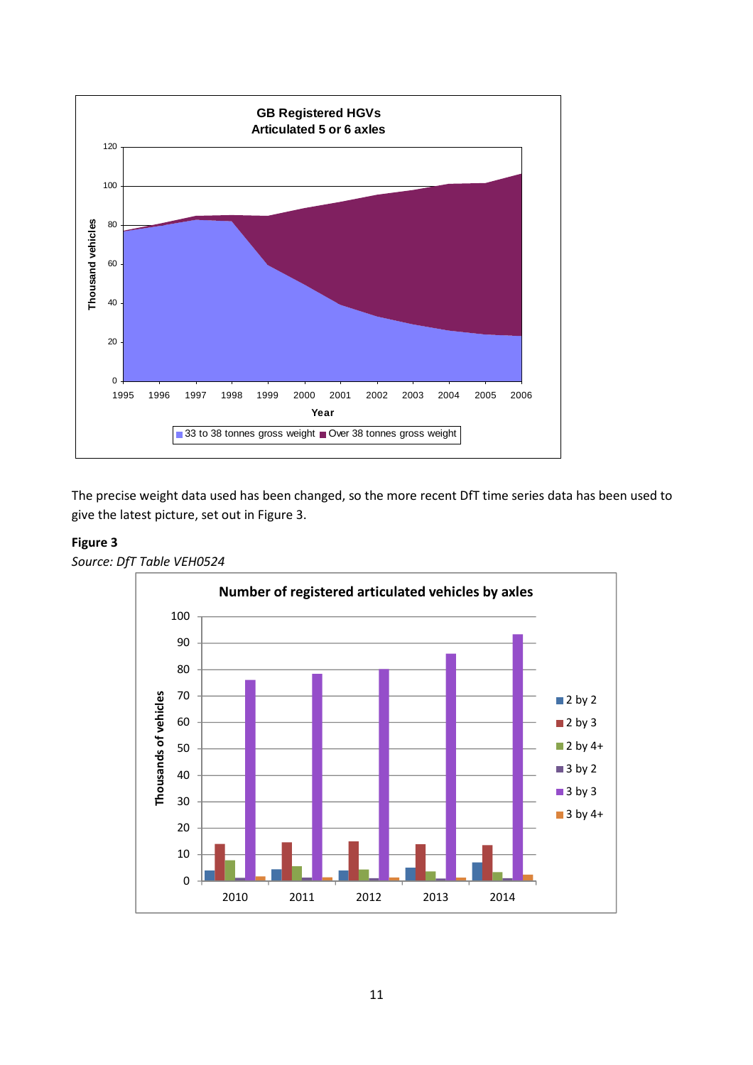The precise weight data used has been changed, so the more recent DfT time series data has been used to give the latest picture, set out in Figure 3.

**Figure 3**

*Source: DfT Table VEH0524*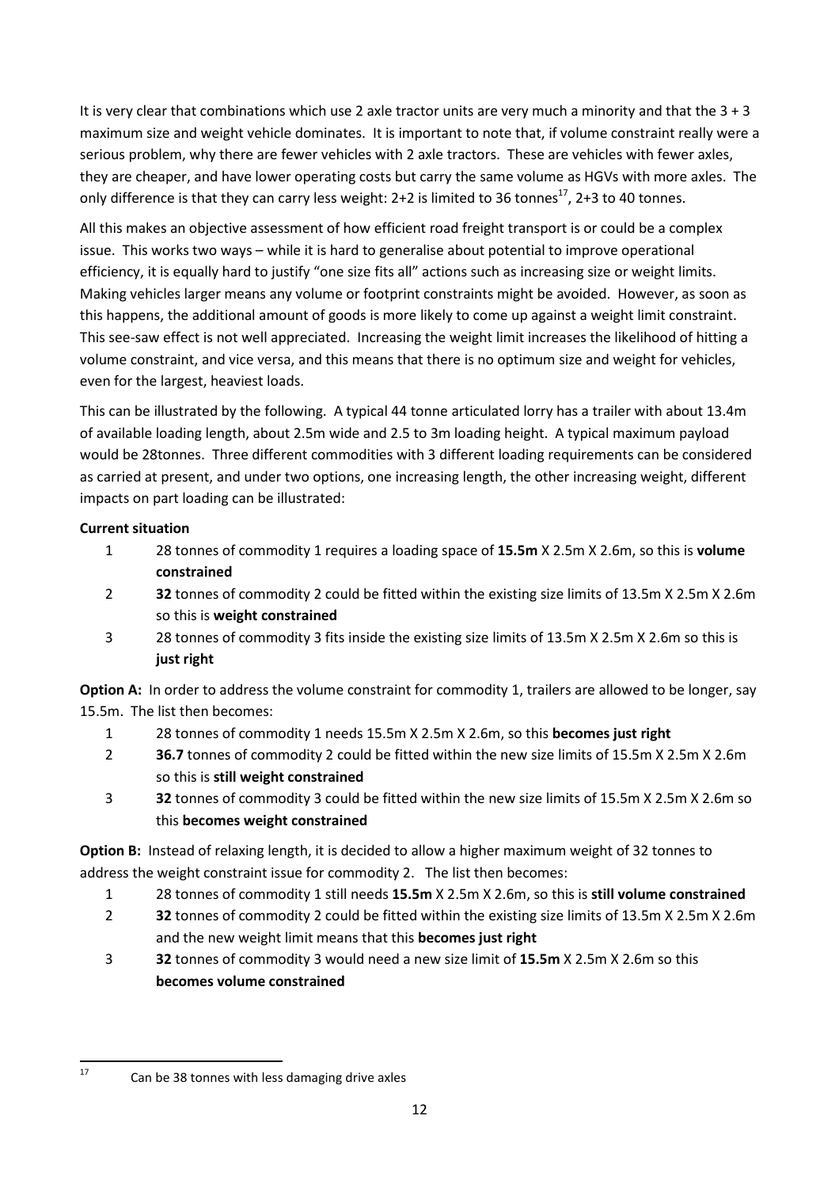It is very clear that combinations which use 2 axle tractor units are very much a minority and that the 3 + 3 maximum size and weight vehicle dominates. It is important to note that, if volume constraint really were a serious problem, why there are fewer vehicles with 2 axle tractors. These are vehicles with fewer axles, they are cheaper, and have lower operating costs but carry the same volume as HGVs with more axles. The only difference is that they can carry less weight: 2+2 is limited to 36 tonnes[17], 2+3 to 40 tonnes.

All this makes an objective assessment of how efficient road freight transport is or could be a complex issue. This works two ways – while it is hard to generalise about potential to improve operational efficiency, it is equally hard to justify "one size fits all" actions such as increasing size or weight limits. Making vehicles larger means any volume or footprint constraints might be avoided. However, as soon as this happens, the additional amount of goods is more likely to come up against a weight limit constraint. This see-saw effect is not well appreciated. Increasing the weight limit increases the likelihood of hitting a volume constraint, and vice versa, and this means that there is no optimum size and weight for vehicles, even for the largest, heaviest loads.

This can be illustrated by the following. A typical 44 tonne articulated lorry has a trailer with about 13.4m of available loading length, about 2.5m wide and 2.5 to 3m loading height. A typical maximum payload would be 28tonnes. Three different commodities with 3 different loading requirements can be considered as carried at present, and under two options, one increasing length, the other increasing weight, different impacts on part loading can be illustrated:

**Current situation**

1. 28 tonnes of commodity 1 requires a loading space of **15.5m** X 2.5m X 2.6m, so this is **volume constrained**
2. **32** tonnes of commodity 2 could be fitted within the existing size limits of 13.5m X 2.5m X 2.6m so this is **weight constrained**
3. 28 tonnes of commodity 3 fits inside the existing size limits of 13.5m X 2.5m X 2.6m so this is **just right**

**Option A:** In order to address the volume constraint for commodity 1, trailers are allowed to be longer, say 15.5m. The list then becomes:

1. 28 tonnes of commodity 1 needs 15.5m X 2.5m X 2.6m, so this **becomes just right**
2. **36.7** tonnes of commodity 2 could be fitted within the new size limits of 15.5m X 2.5m X 2.6m so this is **still weight constrained**
3. **32** tonnes of commodity 3 could be fitted within the new size limits of 15.5m X 2.5m X 2.6m so this **becomes weight constrained**

**Option B:** Instead of relaxing length, it is decided to allow a higher maximum weight of 32 tonnes to address the weight constraint issue for commodity 2. The list then becomes:

1. 28 tonnes of commodity 1 still needs **15.5m** X 2.5m X 2.6m, so this is **still volume constrained**
2. **32** tonnes of commodity 2 could be fitted within the existing size limits of 13.5m X 2.5m X 2.6m and the new weight limit means that this **becomes just right**
3. **32** tonnes of commodity 3 would need a new size limit of **15.5m** X 2.5m X 2.6m so this **becomes volume constrained**

---

[17] Can be 38 tonnes with less damaging drive axles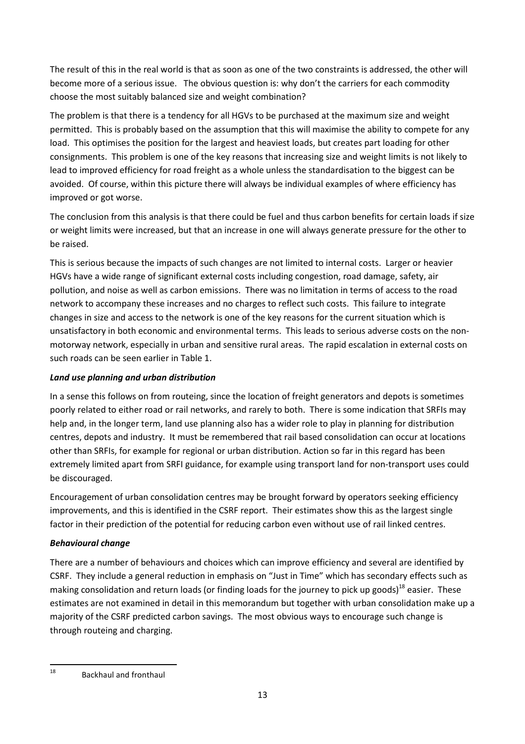The result of this in the real world is that as soon as one of the two constraints is addressed, the other will become more of a serious issue. The obvious question is: why don't the carriers for each commodity choose the most suitably balanced size and weight combination?

The problem is that there is a tendency for all HGVs to be purchased at the maximum size and weight permitted. This is probably based on the assumption that this will maximise the ability to compete for any load. This optimises the position for the largest and heaviest loads, but creates part loading for other consignments. This problem is one of the key reasons that increasing size and weight limits is not likely to lead to improved efficiency for road freight as a whole unless the standardisation to the biggest can be avoided. Of course, within this picture there will always be individual examples of where efficiency has improved or got worse.

The conclusion from this analysis is that there could be fuel and thus carbon benefits for certain loads if size or weight limits were increased, but that an increase in one will always generate pressure for the other to be raised.

This is serious because the impacts of such changes are not limited to internal costs. Larger or heavier HGVs have a wide range of significant external costs including congestion, road damage, safety, air pollution, and noise as well as carbon emissions. There was no limitation in terms of access to the road network to accompany these increases and no charges to reflect such costs. This failure to integrate changes in size and access to the network is one of the key reasons for the current situation which is unsatisfactory in both economic and environmental terms. This leads to serious adverse costs on the non-motorway network, especially in urban and sensitive rural areas. The rapid escalation in external costs on such roads can be seen earlier in Table 1.

***Land use planning and urban distribution***

In a sense this follows on from routeing, since the location of freight generators and depots is sometimes poorly related to either road or rail networks, and rarely to both. There is some indication that SRFIs may help and, in the longer term, land use planning also has a wider role to play in planning for distribution centres, depots and industry. It must be remembered that rail based consolidation can occur at locations other than SRFIs, for example for regional or urban distribution. Action so far in this regard has been extremely limited apart from SRFI guidance, for example using transport land for non-transport uses could be discouraged.

Encouragement of urban consolidation centres may be brought forward by operators seeking efficiency improvements, and this is identified in the CSRF report. Their estimates show this as the largest single factor in their prediction of the potential for reducing carbon even without use of rail linked centres.

***Behavioural change***

There are a number of behaviours and choices which can improve efficiency and several are identified by CSRF. They include a general reduction in emphasis on "Just in Time" which has secondary effects such as making consolidation and return loads (or finding loads for the journey to pick up goods)[18] easier. These estimates are not examined in detail in this memorandum but together with urban consolidation make up a majority of the CSRF predicted carbon savings. The most obvious ways to encourage such change is through routeing and charging.

[18] Backhaul and fronthaul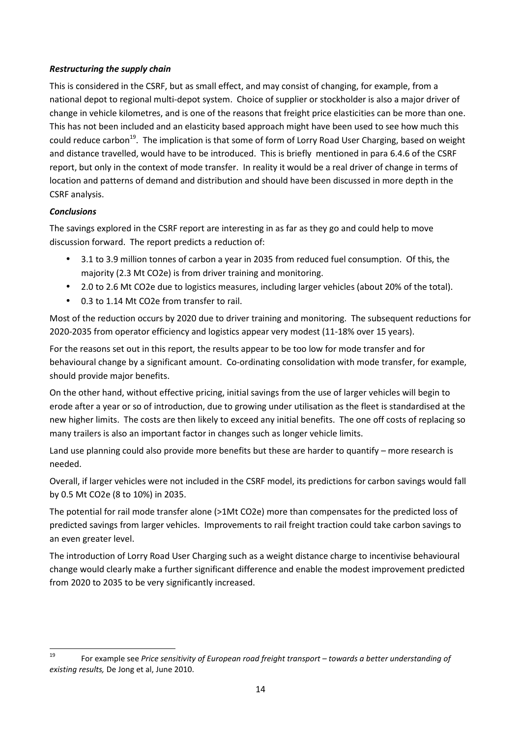***Restructuring the supply chain***

This is considered in the CSRF, but as small effect, and may consist of changing, for example, from a national depot to regional multi-depot system. Choice of supplier or stockholder is also a major driver of change in vehicle kilometres, and is one of the reasons that freight price elasticities can be more than one. This has not been included and an elasticity based approach might have been used to see how much this could reduce carbon[19]. The implication is that some of form of Lorry Road User Charging, based on weight and distance travelled, would have to be introduced. This is briefly mentioned in para 6.4.6 of the CSRF report, but only in the context of mode transfer. In reality it would be a real driver of change in terms of location and patterns of demand and distribution and should have been discussed in more depth in the CSRF analysis.

***Conclusions***

The savings explored in the CSRF report are interesting in as far as they go and could help to move discussion forward. The report predicts a reduction of:

- 3.1 to 3.9 million tonnes of carbon a year in 2035 from reduced fuel consumption. Of this, the majority (2.3 Mt CO2e) is from driver training and monitoring.
- 2.0 to 2.6 Mt CO2e due to logistics measures, including larger vehicles (about 20% of the total).
- 0.3 to 1.14 Mt CO2e from transfer to rail.

Most of the reduction occurs by 2020 due to driver training and monitoring. The subsequent reductions for 2020-2035 from operator efficiency and logistics appear very modest (11-18% over 15 years).

For the reasons set out in this report, the results appear to be too low for mode transfer and for behavioural change by a significant amount. Co-ordinating consolidation with mode transfer, for example, should provide major benefits.

On the other hand, without effective pricing, initial savings from the use of larger vehicles will begin to erode after a year or so of introduction, due to growing under utilisation as the fleet is standardised at the new higher limits. The costs are then likely to exceed any initial benefits. The one off costs of replacing so many trailers is also an important factor in changes such as longer vehicle limits.

Land use planning could also provide more benefits but these are harder to quantify – more research is needed.

Overall, if larger vehicles were not included in the CSRF model, its predictions for carbon savings would fall by 0.5 Mt CO2e (8 to 10%) in 2035.

The potential for rail mode transfer alone (>1Mt CO2e) more than compensates for the predicted loss of predicted savings from larger vehicles. Improvements to rail freight traction could take carbon savings to an even greater level.

The introduction of Lorry Road User Charging such as a weight distance charge to incentivise behavioural change would clearly make a further significant difference and enable the modest improvement predicted from 2020 to 2035 to be very significantly increased.

---

[19] For example see *Price sensitivity of European road freight transport – towards a better understanding of existing results,* De Jong et al, June 2010.